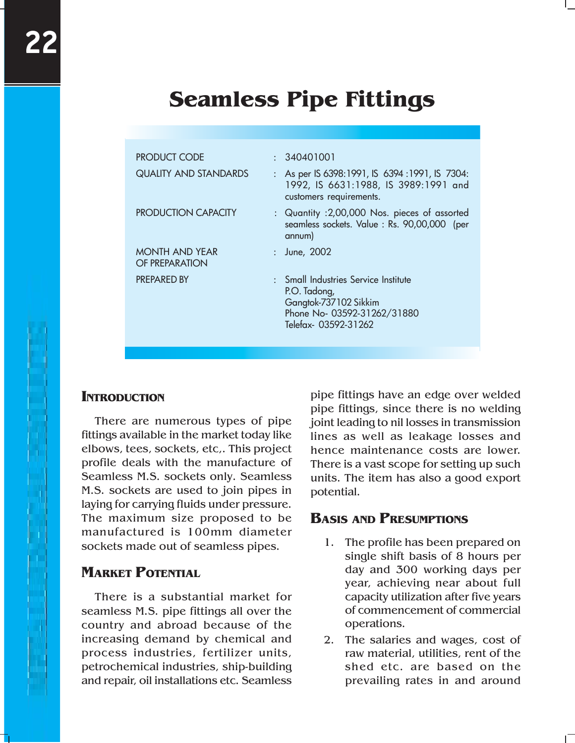# Seamless Pipe Fittings

| | | |
|---|---|---|
| PRODUCT CODE | : | 340401001 |
| QUALITY AND STANDARDS | : | As per IS 6398:1991, IS 6394 :1991, IS 7304: 1992, IS 6631:1988, IS 3989:1991 and customers requirements. |
| PRODUCTION CAPACITY | : | Quantity :2,00,000 Nos. pieces of assorted seamless sockets. Value : Rs. 90,00,000 (per annum) |
| MONTH AND YEAR OF PREPARATION | : | June, 2002 |
| PREPARED BY | : | Small Industries Service Institute<br>P.O. Tadong,<br>Gangtok-737102 Sikkim<br>Phone No- 03592-31262/31880<br>Telefax- 03592-31262 |

## Introduction

There are numerous types of pipe fittings available in the market today like elbows, tees, sockets, etc,. This project profile deals with the manufacture of Seamless M.S. sockets only. Seamless M.S. sockets are used to join pipes in laying for carrying fluids under pressure. The maximum size proposed to be manufactured is 100mm diameter sockets made out of seamless pipes.

## Market Potential

There is a substantial market for seamless M.S. pipe fittings all over the country and abroad because of the increasing demand by chemical and process industries, fertilizer units, petrochemical industries, ship-building and repair, oil installations etc. Seamless pipe fittings have an edge over welded pipe fittings, since there is no welding joint leading to nil losses in transmission lines as well as leakage losses and hence maintenance costs are lower. There is a vast scope for setting up such units. The item has also a good export potential.

## Basis and Presumptions

1. The profile has been prepared on single shift basis of 8 hours per day and 300 working days per year, achieving near about full capacity utilization after five years of commencement of commercial operations.
2. The salaries and wages, cost of raw material, utilities, rent of the shed etc. are based on the prevailing rates in and around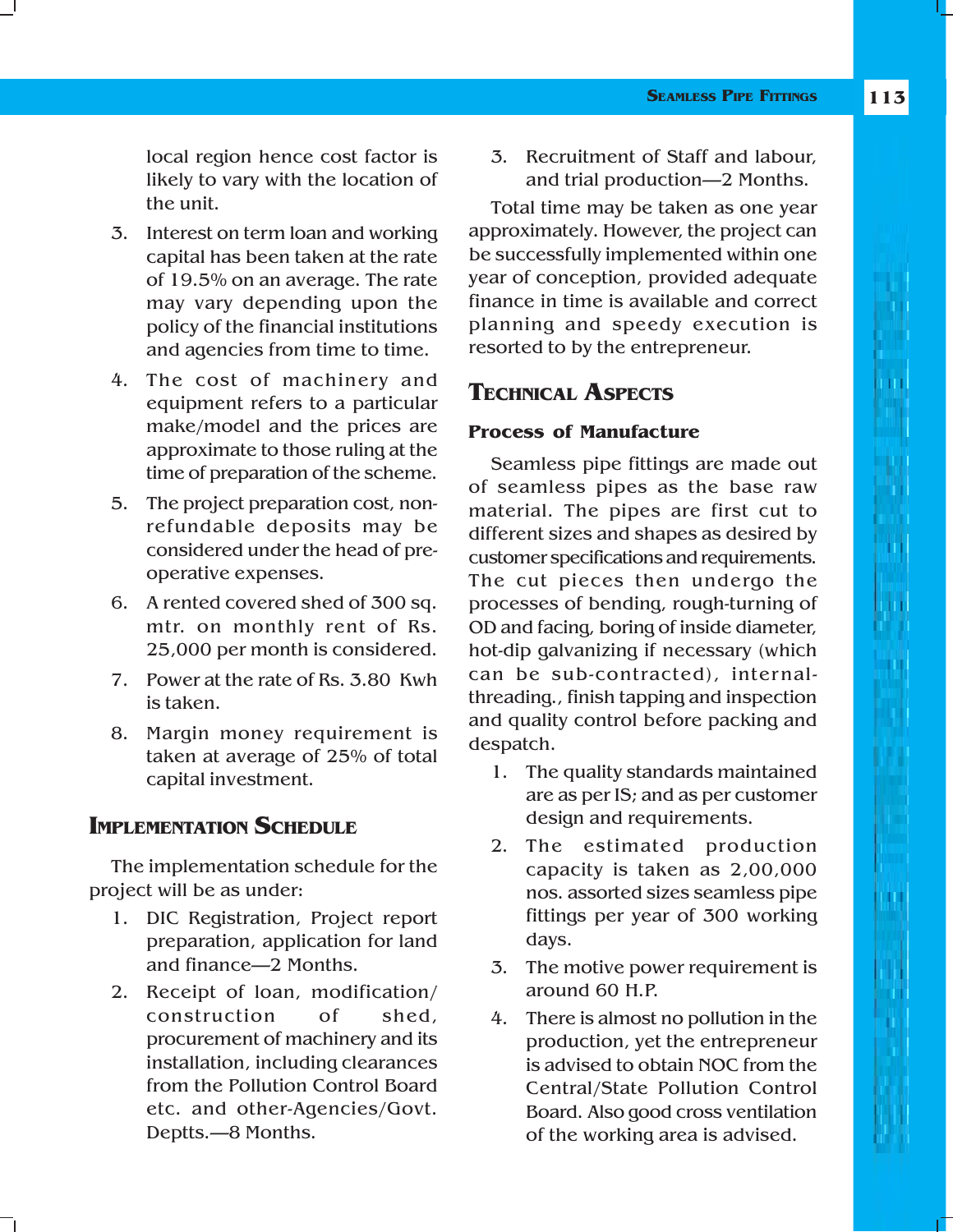local region hence cost factor is likely to vary with the location of the unit.

3. Interest on term loan and working capital has been taken at the rate of 19.5% on an average. The rate may vary depending upon the policy of the financial institutions and agencies from time to time.
4. The cost of machinery and equipment refers to a particular make/model and the prices are approximate to those ruling at the time of preparation of the scheme.
5. The project preparation cost, non-refundable deposits may be considered under the head of pre-operative expenses.
6. A rented covered shed of 300 sq. mtr. on monthly rent of Rs. 25,000 per month is considered.
7. Power at the rate of Rs. 3.80 Kwh is taken.
8. Margin money requirement is taken at average of 25% of total capital investment.

## Implementation Schedule

The implementation schedule for the project will be as under:

1. DIC Registration, Project report preparation, application for land and finance—2 Months.
2. Receipt of loan, modification/construction of shed, procurement of machinery and its installation, including clearances from the Pollution Control Board etc. and other-Agencies/Govt. Deptts.—8 Months.
3. Recruitment of Staff and labour, and trial production—2 Months.

Total time may be taken as one year approximately. However, the project can be successfully implemented within one year of conception, provided adequate finance in time is available and correct planning and speedy execution is resorted to by the entrepreneur.

## Technical Aspects

### Process of Manufacture

Seamless pipe fittings are made out of seamless pipes as the base raw material. The pipes are first cut to different sizes and shapes as desired by customer specifications and requirements. The cut pieces then undergo the processes of bending, rough-turning of OD and facing, boring of inside diameter, hot-dip galvanizing if necessary (which can be sub-contracted), internal-threading., finish tapping and inspection and quality control before packing and despatch.

1. The quality standards maintained are as per IS; and as per customer design and requirements.
2. The estimated production capacity is taken as 2,00,000 nos. assorted sizes seamless pipe fittings per year of 300 working days.
3. The motive power requirement is around 60 H.P.
4. There is almost no pollution in the production, yet the entrepreneur is advised to obtain NOC from the Central/State Pollution Control Board. Also good cross ventilation of the working area is advised.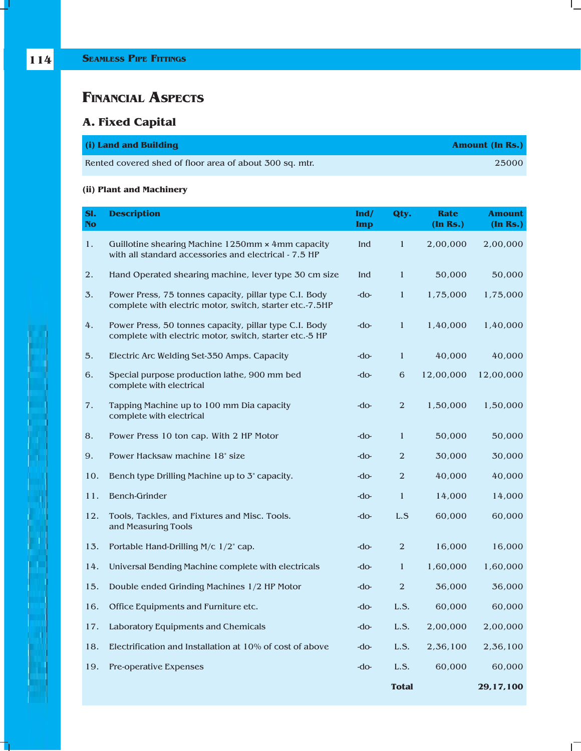# Financial Aspects

## A. Fixed Capital

| (i) Land and Building | Amount (In Rs.) |
|---|---|
| Rented covered shed of floor area of about 300 sq. mtr. | 25000 |

### (ii) Plant and Machinery

| Sl. No | Description | Ind/ Imp | Qty. | Rate (In Rs.) | Amount (In Rs.) |
|---|---|---|---|---|---|
| 1. | Guillotine shearing Machine 1250mm × 4mm capacity with all standard accessories and electrical - 7.5 HP | Ind | 1 | 2,00,000 | 2,00,000 |
| 2. | Hand Operated shearing machine, lever type 30 cm size | Ind | 1 | 50,000 | 50,000 |
| 3. | Power Press, 75 tonnes capacity, pillar type C.I. Body complete with electric motor, switch, starter etc.-7.5HP | -do- | 1 | 1,75,000 | 1,75,000 |
| 4. | Power Press, 50 tonnes capacity, pillar type C.I. Body complete with electric motor, switch, starter etc.-5 HP | -do- | 1 | 1,40,000 | 1,40,000 |
| 5. | Electric Arc Welding Set-350 Amps. Capacity | -do- | 1 | 40,000 | 40,000 |
| 6. | Special purpose production lathe, 900 mm bed complete with electrical | -do- | 6 | 12,00,000 | 12,00,000 |
| 7. | Tapping Machine up to 100 mm Dia capacity complete with electrical | -do- | 2 | 1,50,000 | 1,50,000 |
| 8. | Power Press 10 ton cap. With 2 HP Motor | -do- | 1 | 50,000 | 50,000 |
| 9. | Power Hacksaw machine 18" size | -do- | 2 | 30,000 | 30,000 |
| 10. | Bench type Drilling Machine up to 3" capacity. | -do- | 2 | 40,000 | 40,000 |
| 11. | Bench-Grinder | -do- | 1 | 14,000 | 14,000 |
| 12. | Tools, Tackles, and Fixtures and Misc. Tools. and Measuring Tools | -do- | L.S | 60,000 | 60,000 |
| 13. | Portable Hand-Drilling M/c 1/2" cap. | -do- | 2 | 16,000 | 16,000 |
| 14. | Universal Bending Machine complete with electricals | -do- | 1 | 1,60,000 | 1,60,000 |
| 15. | Double ended Grinding Machines 1/2 HP Motor | -do- | 2 | 36,000 | 36,000 |
| 16. | Office Equipments and Furniture etc. | -do- | L.S. | 60,000 | 60,000 |
| 17. | Laboratory Equipments and Chemicals | -do- | L.S. | 2,00,000 | 2,00,000 |
| 18. | Electrification and Installation at 10% of cost of above | -do- | L.S. | 2,36,100 | 2,36,100 |
| 19. | Pre-operative Expenses | -do- | L.S. | 60,000 | 60,000 |
| | | | **Total** | | **29,17,100** |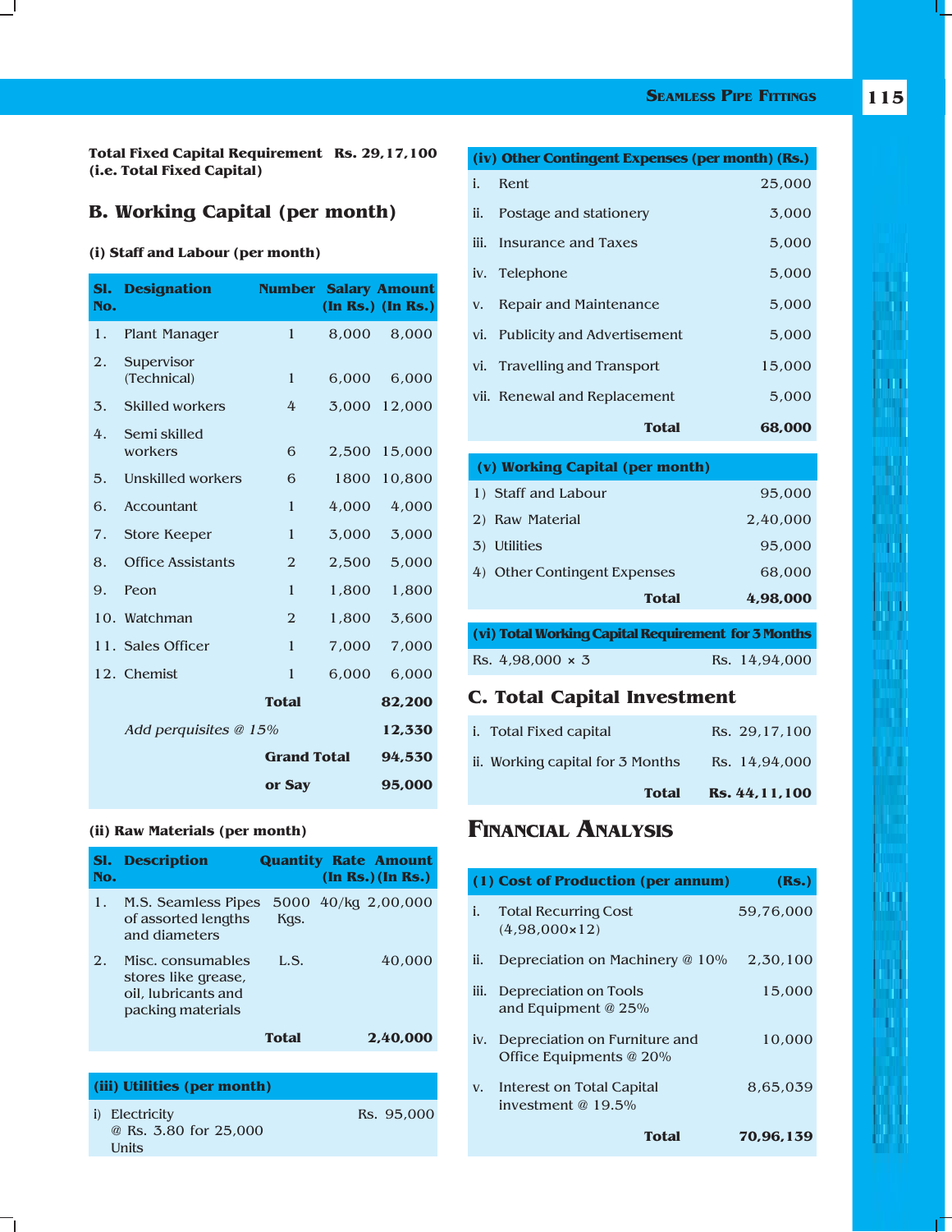**Total Fixed Capital Requirement Rs. 29,17,100 (i.e. Total Fixed Capital)**

## B. Working Capital (per month)

**(i) Staff and Labour (per month)**

| Sl. No. | Designation | Number | Salary (In Rs.) | Amount (In Rs.) |
|---|---|---|---|---|
| 1. | Plant Manager | 1 | 8,000 | 8,000 |
| 2. | Supervisor (Technical) | 1 | 6,000 | 6,000 |
| 3. | Skilled workers | 4 | 3,000 | 12,000 |
| 4. | Semi skilled workers | 6 | 2,500 | 15,000 |
| 5. | Unskilled workers | 6 | 1800 | 10,800 |
| 6. | Accountant | 1 | 4,000 | 4,000 |
| 7. | Store Keeper | 1 | 3,000 | 3,000 |
| 8. | Office Assistants | 2 | 2,500 | 5,000 |
| 9. | Peon | 1 | 1,800 | 1,800 |
| 10. | Watchman | 2 | 1,800 | 3,600 |
| 11. | Sales Officer | 1 | 7,000 | 7,000 |
| 12. | Chemist | 1 | 6,000 | 6,000 |
| | | **Total** | | **82,200** |
| | *Add perquisites @ 15%* | | | **12,330** |
| | | **Grand Total** | | **94,530** |
| | | **or Say** | | **95,000** |

**(ii) Raw Materials (per month)**

| Sl. No. | Description | Quantity | Rate (In Rs.) | Amount (In Rs.) |
|---|---|---|---|---|
| 1. | M.S. Seamless Pipes of assorted lengths and diameters | 5000 Kgs. | 40/kg | 2,00,000 |
| 2. | Misc. consumables stores like grease, oil, lubricants and packing materials | L.S. | | 40,000 |
| | | **Total** | | **2,40,000** |

**(iii) Utilities (per month)**

| | |
|---|---|
| i) Electricity @ Rs. 3.80 for 25,000 Units | Rs. 95,000 |

**(iv) Other Contingent Expenses (per month) (Rs.)**

| | | |
|---|---|---|
| i. | Rent | 25,000 |
| ii. | Postage and stationery | 3,000 |
| iii. | Insurance and Taxes | 5,000 |
| iv. | Telephone | 5,000 |
| v. | Repair and Maintenance | 5,000 |
| vi. | Publicity and Advertisement | 5,000 |
| vi. | Travelling and Transport | 15,000 |
| vii. | Renewal and Replacement | 5,000 |
| | **Total** | **68,000** |

**(v) Working Capital (per month)**

| | | |
|---|---|---|
| 1) | Staff and Labour | 95,000 |
| 2) | Raw Material | 2,40,000 |
| 3) | Utilities | 95,000 |
| 4) | Other Contingent Expenses | 68,000 |
| | **Total** | **4,98,000** |

**(vi) Total Working Capital Requirement for 3 Months**

| | |
|---|---|
| Rs. 4,98,000 × 3 | Rs. 14,94,000 |

## C. Total Capital Investment

| | | |
|---|---|---|
| i. | Total Fixed capital | Rs. 29,17,100 |
| ii. | Working capital for 3 Months | Rs. 14,94,000 |
| | **Total** | **Rs. 44,11,100** |

## Financial Analysis

**(1) Cost of Production (per annum) (Rs.)**

| | | |
|---|---|---|
| i. | Total Recurring Cost (4,98,000×12) | 59,76,000 |
| ii. | Depreciation on Machinery @ 10% | 2,30,100 |
| iii. | Depreciation on Tools and Equipment @ 25% | 15,000 |
| iv. | Depreciation on Furniture and Office Equipments @ 20% | 10,000 |
| v. | Interest on Total Capital investment @ 19.5% | 8,65,039 |
| | **Total** | **70,96,139** |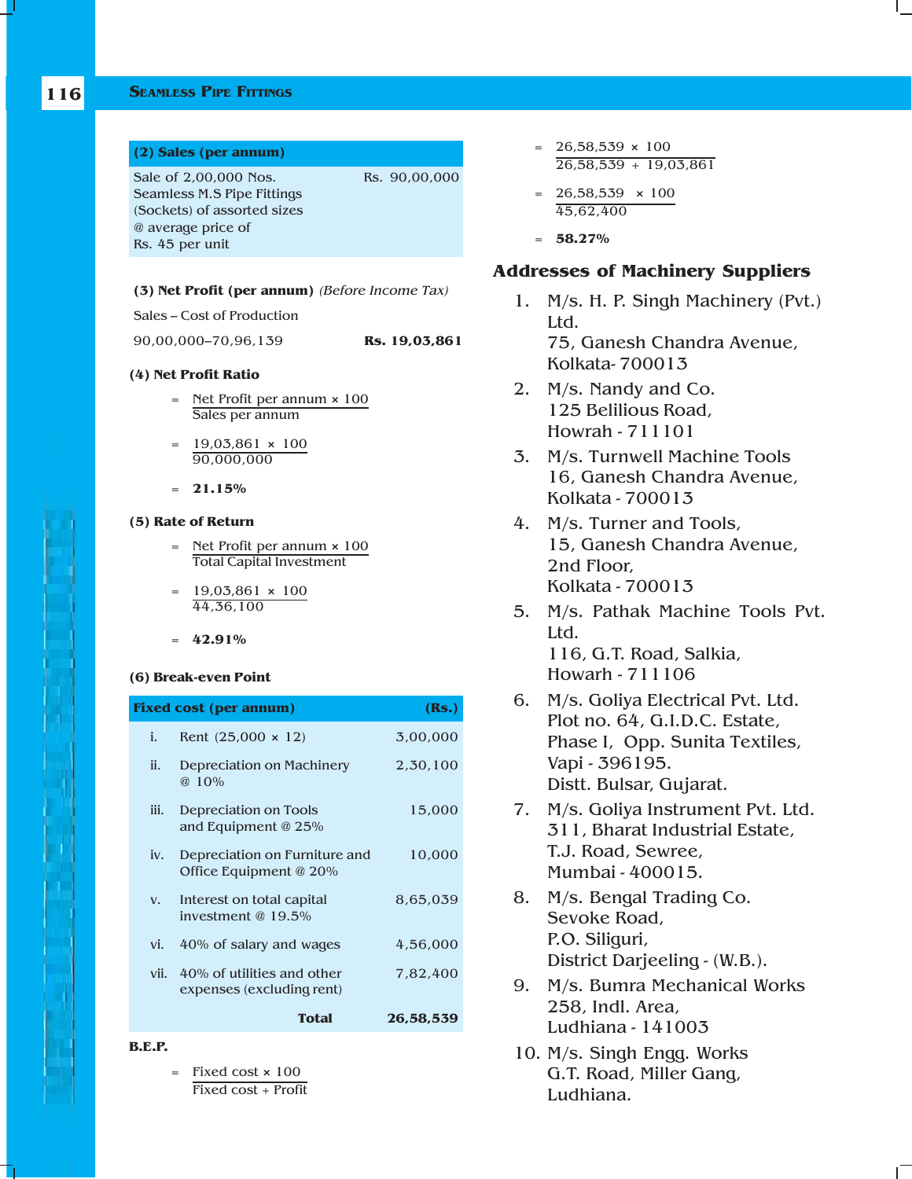| (2) Sales (per annum) | |
|---|---|
| Sale of 2,00,000 Nos. Seamless M.S Pipe Fittings (Sockets) of assorted sizes @ average price of Rs. 45 per unit | Rs. 90,00,000 |

**(3) Net Profit (per annum)** *(Before Income Tax)*

Sales – Cost of Production

90,00,000–70,96,139 **Rs. 19,03,861**

**(4) Net Profit Ratio**

$$= \frac{\text{Net Profit per annum} \times 100}{\text{Sales per annum}}$$

$$= \frac{19{,}03{,}861 \times 100}{90{,}000{,}000}$$

$$= \mathbf{21.15\%}$$

**(5) Rate of Return**

$$= \frac{\text{Net Profit per annum} \times 100}{\text{Total Capital Investment}}$$

$$= \frac{19{,}03{,}861 \times 100}{44{,}36{,}100}$$

$$= \mathbf{42.91\%}$$

**(6) Break-even Point**

| | Fixed cost (per annum) | (Rs.) |
|---|---|---|
| i. | Rent (25,000 × 12) | 3,00,000 |
| ii. | Depreciation on Machinery @ 10% | 2,30,100 |
| iii. | Depreciation on Tools and Equipment @ 25% | 15,000 |
| iv. | Depreciation on Furniture and Office Equipment @ 20% | 10,000 |
| v. | Interest on total capital investment @ 19.5% | 8,65,039 |
| vi. | 40% of salary and wages | 4,56,000 |
| vii. | 40% of utilities and other expenses (excluding rent) | 7,82,400 |
| | **Total** | **26,58,539** |

**B.E.P.**

$$= \frac{\text{Fixed cost} \times 100}{\text{Fixed cost + Profit}}$$

$$= \frac{26{,}58{,}539 \times 100}{26{,}58{,}539 + 19{,}03{,}861}$$

$$= \frac{26{,}58{,}539 \times 100}{45{,}62{,}400}$$

$$= \mathbf{58.27\%}$$

## Addresses of Machinery Suppliers

1. M/s. H. P. Singh Machinery (Pvt.) Ltd.
   75, Ganesh Chandra Avenue,
   Kolkata- 700013
2. M/s. Nandy and Co.
   125 Belilious Road,
   Howrah - 711101
3. M/s. Turnwell Machine Tools
   16, Ganesh Chandra Avenue,
   Kolkata - 700013
4. M/s. Turner and Tools,
   15, Ganesh Chandra Avenue,
   2nd Floor,
   Kolkata - 700013
5. M/s. Pathak Machine Tools Pvt. Ltd.
   116, G.T. Road, Salkia,
   Howarh - 711106
6. M/s. Goliya Electrical Pvt. Ltd.
   Plot no. 64, G.I.D.C. Estate,
   Phase I, Opp. Sunita Textiles,
   Vapi - 396195.
   Distt. Bulsar, Gujarat.
7. M/s. Goliya Instrument Pvt. Ltd.
   311, Bharat Industrial Estate,
   T.J. Road, Sewree,
   Mumbai - 400015.
8. M/s. Bengal Trading Co.
   Sevoke Road,
   P.O. Siliguri,
   District Darjeeling - (W.B.).
9. M/s. Bumra Mechanical Works
   258, Indl. Area,
   Ludhiana - 141003
10. M/s. Singh Engg. Works
    G.T. Road, Miller Gang,
    Ludhiana.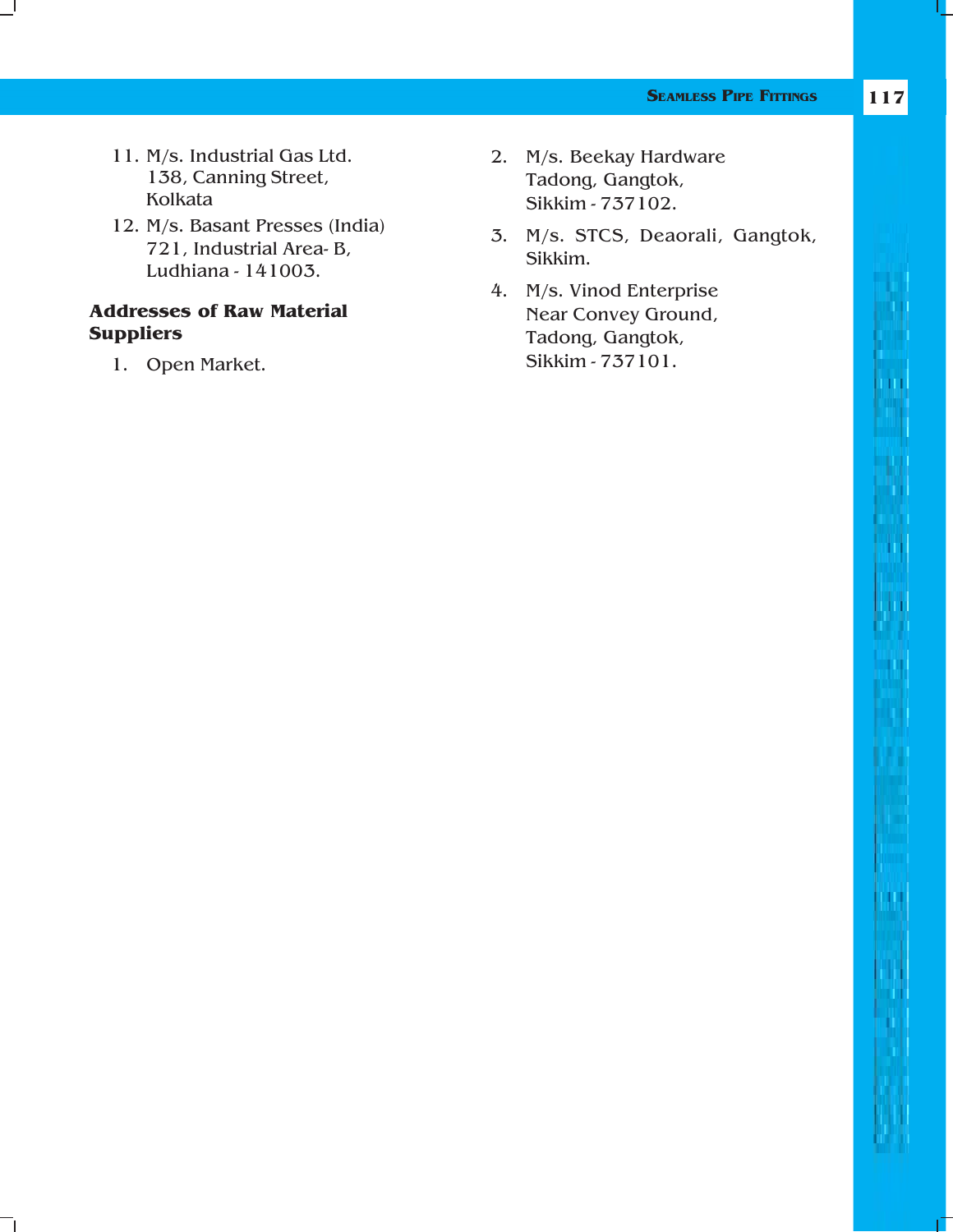11. M/s. Industrial Gas Ltd.
    138, Canning Street,
    Kolkata

12. M/s. Basant Presses (India)
    721, Industrial Area- B,
    Ludhiana - 141003.

**Addresses of Raw Material Suppliers**

1. Open Market.

2. M/s. Beekay Hardware
   Tadong, Gangtok,
   Sikkim - 737102.

3. M/s. STCS, Deaorali, Gangtok, Sikkim.

4. M/s. Vinod Enterprise
   Near Convey Ground,
   Tadong, Gangtok,
   Sikkim - 737101.